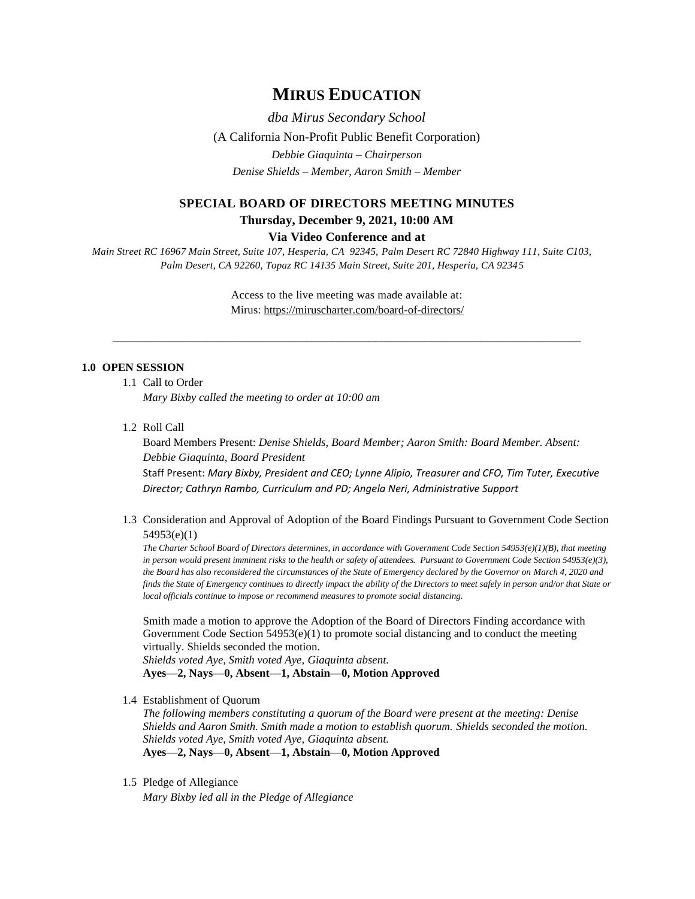# MIRUS EDUCATION

*dba Mirus Secondary School*

(A California Non-Profit Public Benefit Corporation)

*Debbie Giaquinta – Chairperson*

*Denise Shields – Member, Aaron Smith – Member*

## SPECIAL BOARD OF DIRECTORS MEETING MINUTES

**Thursday, December 9, 2021, 10:00 AM**

**Via Video Conference and at**

*Main Street RC 16967 Main Street, Suite 107, Hesperia, CA 92345, Palm Desert RC 72840 Highway 111, Suite C103, Palm Desert, CA 92260, Topaz RC 14135 Main Street, Suite 201, Hesperia, CA 92345*

Access to the live meeting was made available at:
Mirus: https://miruscharter.com/board-of-directors/

---

**1.0 OPEN SESSION**

1.1 Call to Order

*Mary Bixby called the meeting to order at 10:00 am*

1.2 Roll Call

Board Members Present: *Denise Shields, Board Member; Aaron Smith: Board Member. Absent: Debbie Giaquinta, Board President*

Staff Present: *Mary Bixby, President and CEO; Lynne Alipio, Treasurer and CFO, Tim Tuter, Executive Director; Cathryn Rambo, Curriculum and PD; Angela Neri, Administrative Support*

1.3 Consideration and Approval of Adoption of the Board Findings Pursuant to Government Code Section 54953(e)(1)

*The Charter School Board of Directors determines, in accordance with Government Code Section 54953(e)(1)(B), that meeting in person would present imminent risks to the health or safety of attendees. Pursuant to Government Code Section 54953(e)(3), the Board has also reconsidered the circumstances of the State of Emergency declared by the Governor on March 4, 2020 and finds the State of Emergency continues to directly impact the ability of the Directors to meet safely in person and/or that State or local officials continue to impose or recommend measures to promote social distancing.*

Smith made a motion to approve the Adoption of the Board of Directors Finding accordance with Government Code Section 54953(e)(1) to promote social distancing and to conduct the meeting virtually. Shields seconded the motion.

*Shields voted Aye, Smith voted Aye, Giaquinta absent.*

**Ayes—2, Nays—0, Absent—1, Abstain—0, Motion Approved**

1.4 Establishment of Quorum

*The following members constituting a quorum of the Board were present at the meeting: Denise Shields and Aaron Smith. Smith made a motion to establish quorum. Shields seconded the motion. Shields voted Aye, Smith voted Aye, Giaquinta absent.*

**Ayes—2, Nays—0, Absent—1, Abstain—0, Motion Approved**

1.5 Pledge of Allegiance

*Mary Bixby led all in the Pledge of Allegiance*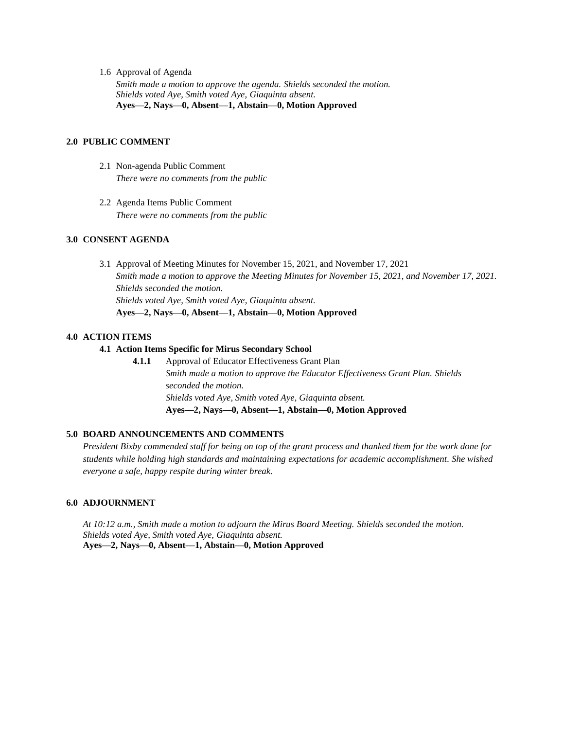1.6 Approval of Agenda

*Smith made a motion to approve the agenda. Shields seconded the motion.*
*Shields voted Aye, Smith voted Aye, Giaquinta absent.*
**Ayes—2, Nays—0, Absent—1, Abstain—0, Motion Approved**

## 2.0 PUBLIC COMMENT

2.1 Non-agenda Public Comment

*There were no comments from the public*

2.2 Agenda Items Public Comment

*There were no comments from the public*

## 3.0 CONSENT AGENDA

3.1 Approval of Meeting Minutes for November 15, 2021, and November 17, 2021

*Smith made a motion to approve the Meeting Minutes for November 15, 2021, and November 17, 2021. Shields seconded the motion.*
*Shields voted Aye, Smith voted Aye, Giaquinta absent.*
**Ayes—2, Nays—0, Absent—1, Abstain—0, Motion Approved**

## 4.0 ACTION ITEMS

### 4.1 Action Items Specific for Mirus Secondary School

**4.1.1** Approval of Educator Effectiveness Grant Plan

*Smith made a motion to approve the Educator Effectiveness Grant Plan. Shields seconded the motion.*
*Shields voted Aye, Smith voted Aye, Giaquinta absent.*
**Ayes—2, Nays—0, Absent—1, Abstain—0, Motion Approved**

## 5.0 BOARD ANNOUNCEMENTS AND COMMENTS

*President Bixby commended staff for being on top of the grant process and thanked them for the work done for students while holding high standards and maintaining expectations for academic accomplishment. She wished everyone a safe, happy respite during winter break.*

## 6.0 ADJOURNMENT

*At 10:12 a.m., Smith made a motion to adjourn the Mirus Board Meeting. Shields seconded the motion.*
*Shields voted Aye, Smith voted Aye, Giaquinta absent.*
**Ayes—2, Nays—0, Absent—1, Abstain—0, Motion Approved**